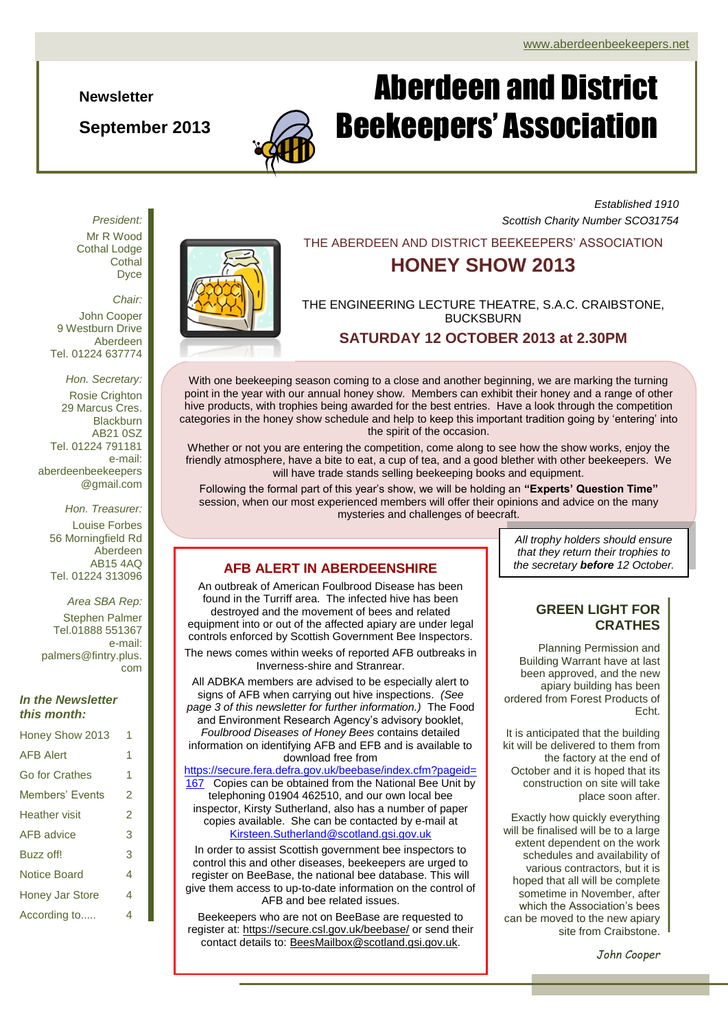www.aberdeenbeekeepers.net

**Newsletter**

**September 2013**

# Aberdeen and District Beekeepers' Association

*Established 1910*
*Scottish Charity Number SCO31754*

*President:*
Mr R Wood
Cothal Lodge
Cothal
Dyce

*Chair:*
John Cooper
9 Westburn Drive
Aberdeen
Tel. 01224 637774

*Hon. Secretary:*
Rosie Crighton
29 Marcus Cres.
Blackburn
AB21 0SZ
Tel. 01224 791181
e-mail:
aberdeenbeekeepers@gmail.com

*Hon. Treasurer:*
Louise Forbes
56 Morningfield Rd
Aberdeen
AB15 4AQ
Tel. 01224 313096

*Area SBA Rep:*
Stephen Palmer
Tel.01888 551367
e-mail:
palmers@fintry.plus.com

***In the Newsletter this month:***

| | |
|---|---|
| Honey Show 2013 | 1 |
| AFB Alert | 1 |
| Go for Crathes | 1 |
| Members' Events | 2 |
| Heather visit | 2 |
| AFB advice | 3 |
| Buzz off! | 3 |
| Notice Board | 4 |
| Honey Jar Store | 4 |
| According to..... | 4 |

THE ABERDEEN AND DISTRICT BEEKEEPERS' ASSOCIATION

## HONEY SHOW 2013

THE ENGINEERING LECTURE THEATRE, S.A.C. CRAIBSTONE, BUCKSBURN

**SATURDAY 12 OCTOBER 2013 at 2.30PM**

With one beekeeping season coming to a close and another beginning, we are marking the turning point in the year with our annual honey show. Members can exhibit their honey and a range of other hive products, with trophies being awarded for the best entries. Have a look through the competition categories in the honey show schedule and help to keep this important tradition going by 'entering' into the spirit of the occasion.

Whether or not you are entering the competition, come along to see how the show works, enjoy the friendly atmosphere, have a bite to eat, a cup of tea, and a good blether with other beekeepers. We will have trade stands selling beekeeping books and equipment.

Following the formal part of this year's show, we will be holding an **"Experts' Question Time"** session, when our most experienced members will offer their opinions and advice on the many mysteries and challenges of beecraft.

*All trophy holders should ensure that they return their trophies to the secretary **before** 12 October.*

## AFB ALERT IN ABERDEENSHIRE

An outbreak of American Foulbrood Disease has been found in the Turriff area. The infected hive has been destroyed and the movement of bees and related equipment into or out of the affected apiary are under legal controls enforced by Scottish Government Bee Inspectors.

The news comes within weeks of reported AFB outbreaks in Inverness-shire and Stranrear.

All ADBKA members are advised to be especially alert to signs of AFB when carrying out hive inspections. *(See page 3 of this newsletter for further information.)* The Food and Environment Research Agency's advisory booklet, *Foulbrood Diseases of Honey Bees* contains detailed information on identifying AFB and EFB and is available to download free from https://secure.fera.defra.gov.uk/beebase/index.cfm?pageid=167 Copies can be obtained from the National Bee Unit by telephoning 01904 462510, and our own local bee inspector, Kirsty Sutherland, also has a number of paper copies available. She can be contacted by e-mail at Kirsteen.Sutherland@scotland.gsi.gov.uk

In order to assist Scottish government bee inspectors to control this and other diseases, beekeepers are urged to register on BeeBase, the national bee database. This will give them access to up-to-date information on the control of AFB and bee related issues.

Beekeepers who are not on BeeBase are requested to register at: https://secure.csl.gov.uk/beebase/ or send their contact details to: BeesMailbox@scotland.gsi.gov.uk.

## GREEN LIGHT FOR CRATHES

Planning Permission and Building Warrant have at last been approved, and the new apiary building has been ordered from Forest Products of Echt.

It is anticipated that the building kit will be delivered to them from the factory at the end of October and it is hoped that its construction on site will take place soon after.

Exactly how quickly everything will be finalised will be to a large extent dependent on the work schedules and availability of various contractors, but it is hoped that all will be complete sometime in November, after which the Association's bees can be moved to the new apiary site from Craibstone.

*John Cooper*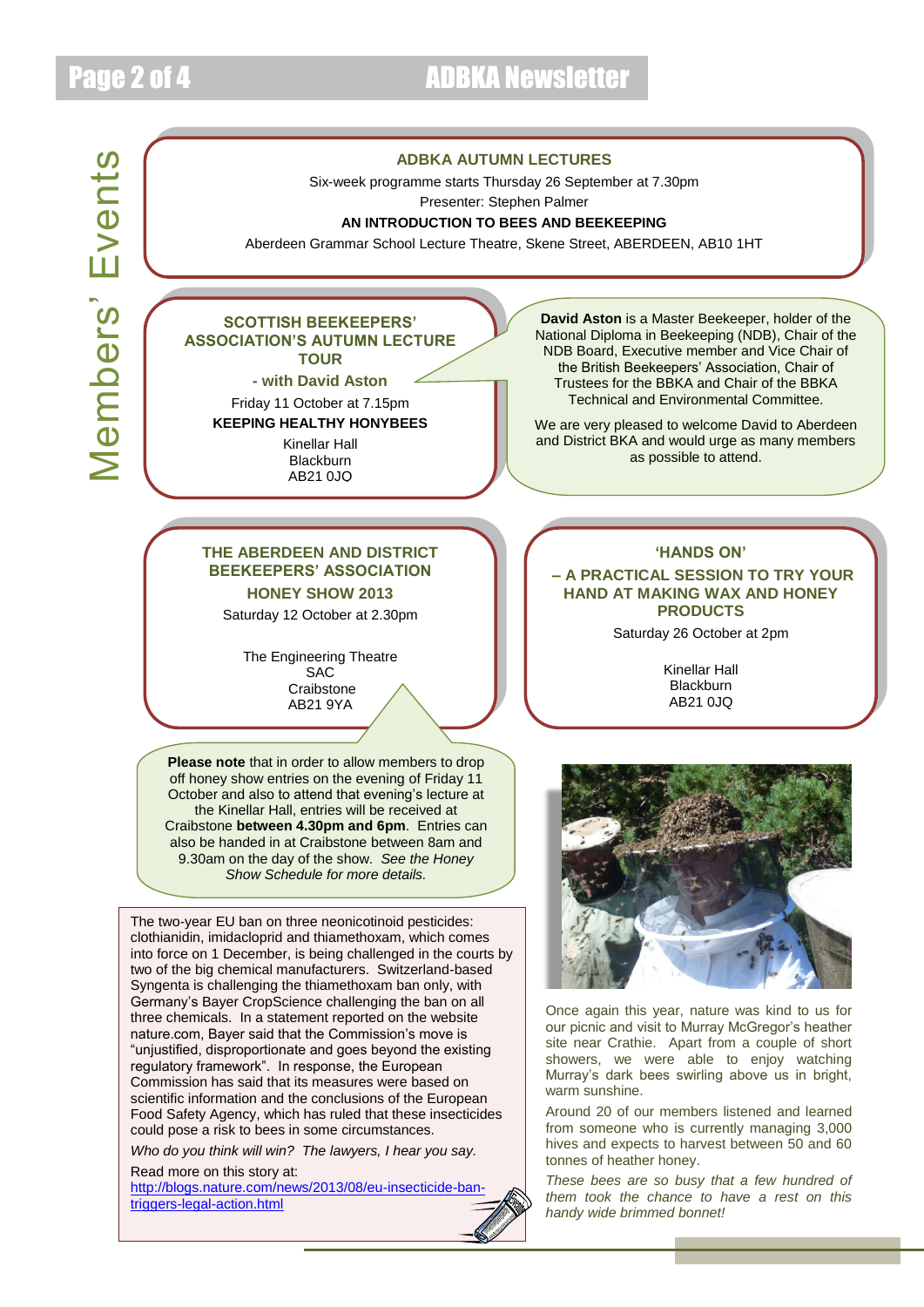# Members' Events

## ADBKA AUTUMN LECTURES

Six-week programme starts Thursday 26 September at 7.30pm

Presenter: Stephen Palmer

**AN INTRODUCTION TO BEES AND BEEKEEPING**

Aberdeen Grammar School Lecture Theatre, Skene Street, ABERDEEN, AB10 1HT

## SCOTTISH BEEKEEPERS' ASSOCIATION'S AUTUMN LECTURE TOUR

**- with David Aston**

Friday 11 October at 7.15pm

**KEEPING HEALTHY HONYBEES**

Kinellar Hall
Blackburn
AB21 0JO

**David Aston** is a Master Beekeeper, holder of the National Diploma in Beekeeping (NDB), Chair of the NDB Board, Executive member and Vice Chair of the British Beekeepers' Association, Chair of Trustees for the BBKA and Chair of the BBKA Technical and Environmental Committee.

We are very pleased to welcome David to Aberdeen and District BKA and would urge as many members as possible to attend.

## THE ABERDEEN AND DISTRICT BEEKEEPERS' ASSOCIATION HONEY SHOW 2013

Saturday 12 October at 2.30pm

The Engineering Theatre
SAC
Craibstone
AB21 9YA

**Please note** that in order to allow members to drop off honey show entries on the evening of Friday 11 October and also to attend that evening's lecture at the Kinellar Hall, entries will be received at Craibstone **between 4.30pm and 6pm**. Entries can also be handed in at Craibstone between 8am and 9.30am on the day of the show. *See the Honey Show Schedule for more details.*

## 'HANDS ON' – A PRACTICAL SESSION TO TRY YOUR HAND AT MAKING WAX AND HONEY PRODUCTS

Saturday 26 October at 2pm

Kinellar Hall
Blackburn
AB21 0JQ

The two-year EU ban on three neonicotinoid pesticides: clothianidin, imidacloprid and thiamethoxam, which comes into force on 1 December, is being challenged in the courts by two of the big chemical manufacturers. Switzerland-based Syngenta is challenging the thiamethoxam ban only, with Germany's Bayer CropScience challenging the ban on all three chemicals. In a statement reported on the website nature.com, Bayer said that the Commission's move is "unjustified, disproportionate and goes beyond the existing regulatory framework". In response, the European Commission has said that its measures were based on scientific information and the conclusions of the European Food Safety Agency, which has ruled that these insecticides could pose a risk to bees in some circumstances.

*Who do you think will win? The lawyers, I hear you say.*

Read more on this story at:
http://blogs.nature.com/news/2013/08/eu-insecticide-ban-triggers-legal-action.html

Once again this year, nature was kind to us for our picnic and visit to Murray McGregor's heather site near Crathie. Apart from a couple of short showers, we were able to enjoy watching Murray's dark bees swirling above us in bright, warm sunshine.

Around 20 of our members listened and learned from someone who is currently managing 3,000 hives and expects to harvest between 50 and 60 tonnes of heather honey.

*These bees are so busy that a few hundred of them took the chance to have a rest on this handy wide brimmed bonnet!*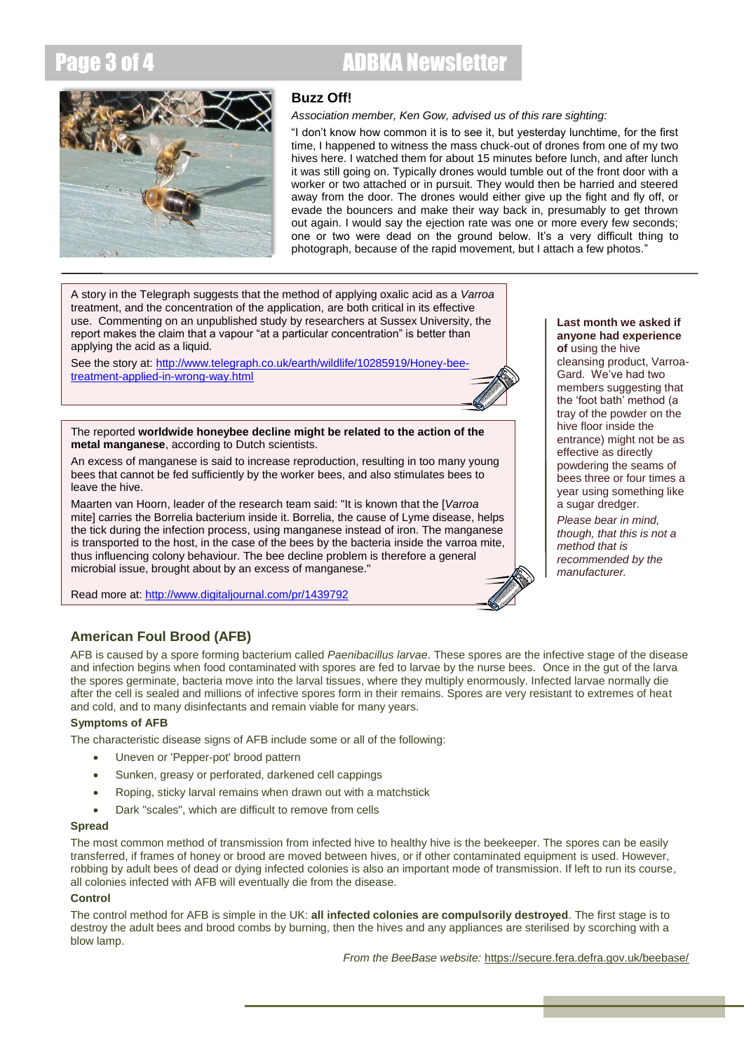## Buzz Off!

*Association member, Ken Gow, advised us of this rare sighting:*

"I don't know how common it is to see it, but yesterday lunchtime, for the first time, I happened to witness the mass chuck-out of drones from one of my two hives here. I watched them for about 15 minutes before lunch, and after lunch it was still going on. Typically drones would tumble out of the front door with a worker or two attached or in pursuit. They would then be harried and steered away from the door. The drones would either give up the fight and fly off, or evade the bouncers and make their way back in, presumably to get thrown out again. I would say the ejection rate was one or more every few seconds; one or two were dead on the ground below. It's a very difficult thing to photograph, because of the rapid movement, but I attach a few photos."

---

A story in the Telegraph suggests that the method of applying oxalic acid as a *Varroa* treatment, and the concentration of the application, are both critical in its effective use. Commenting on an unpublished study by researchers at Sussex University, the report makes the claim that a vapour "at a particular concentration" is better than applying the acid as a liquid.

See the story at: http://www.telegraph.co.uk/earth/wildlife/10285919/Honey-bee-treatment-applied-in-wrong-way.html

---

The reported **worldwide honeybee decline might be related to the action of the metal manganese**, according to Dutch scientists.

An excess of manganese is said to increase reproduction, resulting in too many young bees that cannot be fed sufficiently by the worker bees, and also stimulates bees to leave the hive.

Maarten van Hoorn, leader of the research team said: "It is known that the [*Varroa* mite] carries the Borrelia bacterium inside it. Borrelia, the cause of Lyme disease, helps the tick during the infection process, using manganese instead of iron. The manganese is transported to the host, in the case of the bees by the bacteria inside the varroa mite, thus influencing colony behaviour. The bee decline problem is therefore a general microbial issue, brought about by an excess of manganese."

Read more at: http://www.digitaljournal.com/pr/1439792

---

**Last month we asked if anyone had experience of** using the hive cleansing product, Varroa-Gard. We've had two members suggesting that the 'foot bath' method (a tray of the powder on the hive floor inside the entrance) might not be as effective as directly powdering the seams of bees three or four times a year using something like a sugar dredger.

*Please bear in mind, though, that this is not a method that is recommended by the manufacturer.*

---

## American Foul Brood (AFB)

AFB is caused by a spore forming bacterium called *Paenibacillus larvae*. These spores are the infective stage of the disease and infection begins when food contaminated with spores are fed to larvae by the nurse bees. Once in the gut of the larva the spores germinate, bacteria move into the larval tissues, where they multiply enormously. Infected larvae normally die after the cell is sealed and millions of infective spores form in their remains. Spores are very resistant to extremes of heat and cold, and to many disinfectants and remain viable for many years.

### Symptoms of AFB

The characteristic disease signs of AFB include some or all of the following:

- Uneven or 'Pepper-pot' brood pattern
- Sunken, greasy or perforated, darkened cell cappings
- Roping, sticky larval remains when drawn out with a matchstick
- Dark "scales", which are difficult to remove from cells

### Spread

The most common method of transmission from infected hive to healthy hive is the beekeeper. The spores can be easily transferred, if frames of honey or brood are moved between hives, or if other contaminated equipment is used. However, robbing by adult bees of dead or dying infected colonies is also an important mode of transmission. If left to run its course, all colonies infected with AFB will eventually die from the disease.

### Control

The control method for AFB is simple in the UK: **all infected colonies are compulsorily destroyed**. The first stage is to destroy the adult bees and brood combs by burning, then the hives and any appliances are sterilised by scorching with a blow lamp.

*From the BeeBase website:* https://secure.fera.defra.gov.uk/beebase/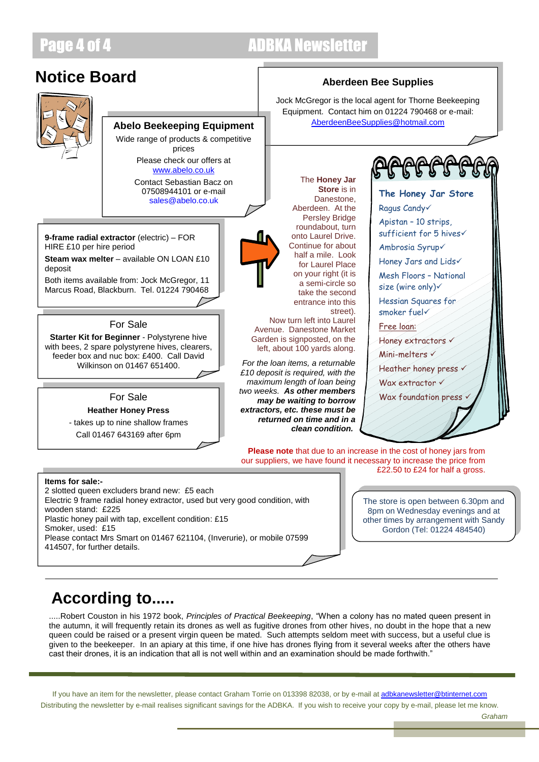## Notice Board

### Aberdeen Bee Supplies

Jock McGregor is the local agent for Thorne Beekeeping Equipment. Contact him on 01224 790468 or e-mail: AberdeenBeeSupplies@hotmail.com

### Abelo Beekeeping Equipment

Wide range of products & competitive prices

Please check our offers at www.abelo.co.uk

Contact Sebastian Bacz on 07508944101 or e-mail sales@abelo.co.uk

**9-frame radial extractor** (electric) – FOR HIRE £10 per hire period

**Steam wax melter** – available ON LOAN £10 deposit

Both items available from: Jock McGregor, 11 Marcus Road, Blackburn. Tel. 01224 790468

### For Sale

**Starter Kit for Beginner** - Polystyrene hive with bees, 2 spare polystyrene hives, clearers, feeder box and nuc box: £400. Call David Wilkinson on 01467 651400.

### For Sale

**Heather Honey Press**

- takes up to nine shallow frames

Call 01467 643169 after 6pm

The **Honey Jar Store** is in Danestone, Aberdeen. At the Persley Bridge roundabout, turn onto Laurel Drive. Continue for about half a mile. Look for Laurel Place on your right (it is a semi-circle so take the second entrance into this street). Now turn left into Laurel Avenue. Danestone Market Garden is signposted, on the left, about 100 yards along.

*For the loan items, a returnable £10 deposit is required, with the maximum length of loan being two weeks.* ***As other members may be waiting to borrow extractors, etc. these must be returned on time and in a clean condition.***

### The Honey Jar Store

- Ragus Candy✓
- Apistan – 10 strips, sufficient for 5 hives✓
- Ambrosia Syrup✓
- Honey Jars and Lids✓
- Mesh Floors – National size (wire only)✓
- Hessian Squares for smoker fuel✓

Free loan:

- Honey extractors ✓
- Mini-melters ✓
- Heather honey press ✓
- Wax extractor ✓
- Wax foundation press ✓

**Please note** that due to an increase in the cost of honey jars from our suppliers, we have found it necessary to increase the price from £22.50 to £24 for half a gross.

The store is open between 6.30pm and 8pm on Wednesday evenings and at other times by arrangement with Sandy Gordon (Tel: 01224 484540)

**Items for sale:-**

2 slotted queen excluders brand new: £5 each
Electric 9 frame radial honey extractor, used but very good condition, with wooden stand: £225
Plastic honey pail with tap, excellent condition: £15
Smoker, used: £15
Please contact Mrs Smart on 01467 621104, (Inverurie), or mobile 07599 414507, for further details.

## According to.....

.....Robert Couston in his 1972 book, *Principles of Practical Beekeeping*, "When a colony has no mated queen present in the autumn, it will frequently retain its drones as well as fugitive drones from other hives, no doubt in the hope that a new queen could be raised or a present virgin queen be mated. Such attempts seldom meet with success, but a useful clue is given to the beekeeper. In an apiary at this time, if one hive has drones flying from it several weeks after the others have cast their drones, it is an indication that all is not well within and an examination should be made forthwith."

If you have an item for the newsletter, please contact Graham Torrie on 013398 82038, or by e-mail at adbkanewsletter@btinternet.com
Distributing the newsletter by e-mail realises significant savings for the ADBKA. If you wish to receive your copy by e-mail, please let me know.

*Graham*